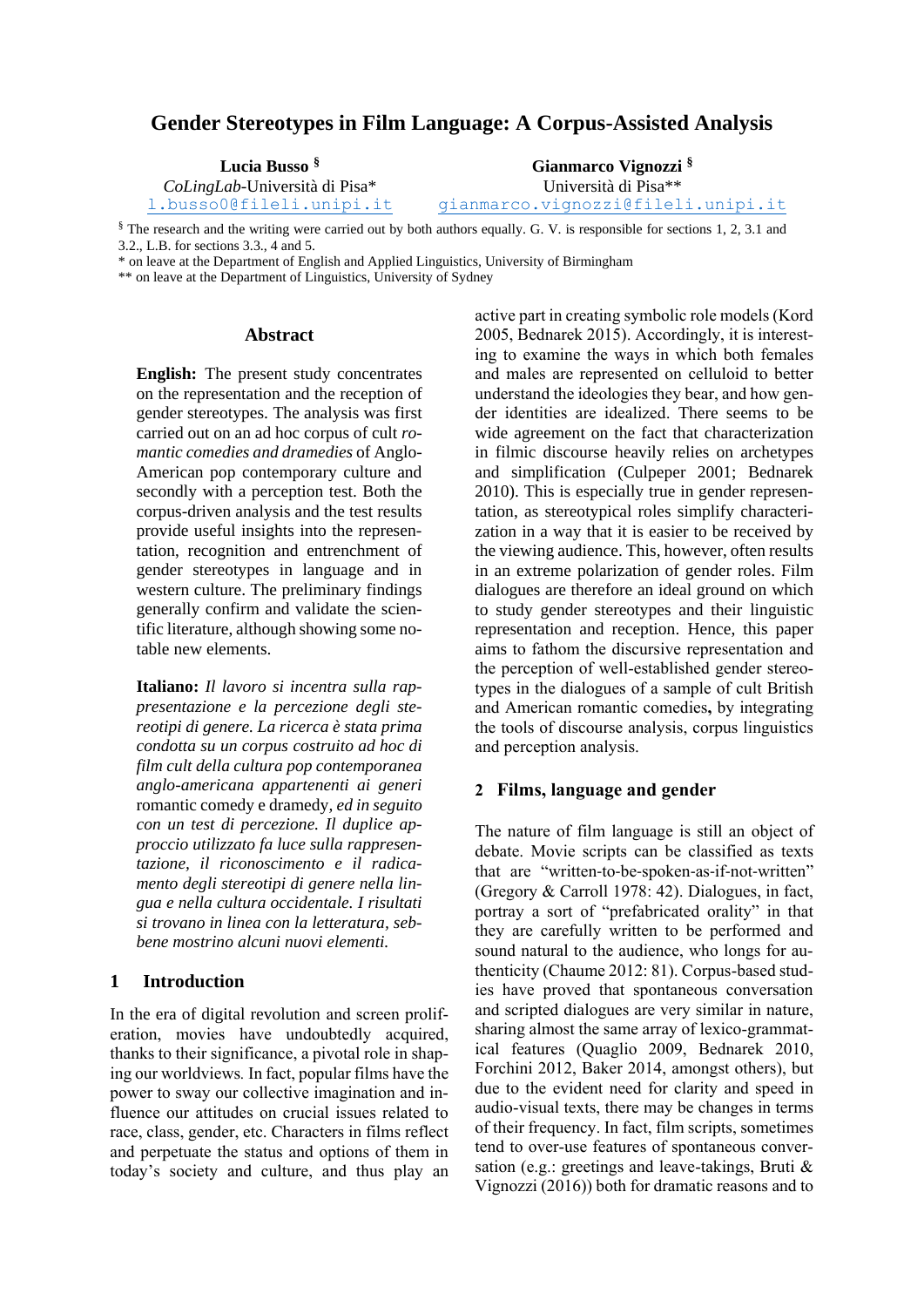# Gender Stereotypes in Film Language: A Corpus-Assisted Analysis

**Lucia Busso** [§]
*CoLingLab*-Università di Pisa*
l.busso0@fileli.unipi.it

**Gianmarco Vignozzi** [§]
Università di Pisa**
gianmarco.vignozzi@fileli.unipi.it

[§] The research and the writing were carried out by both authors equally. G. V. is responsible for sections 1, 2, 3.1 and 3.2., L.B. for sections 3.3., 4 and 5.

\* on leave at the Department of English and Applied Linguistics, University of Birmingham

\*\* on leave at the Department of Linguistics, University of Sydney

### Abstract

**English:** The present study concentrates on the representation and the reception of gender stereotypes. The analysis was first carried out on an ad hoc corpus of cult *romantic comedies and dramedies* of Anglo-American pop contemporary culture and secondly with a perception test. Both the corpus-driven analysis and the test results provide useful insights into the representation, recognition and entrenchment of gender stereotypes in language and in western culture. The preliminary findings generally confirm and validate the scientific literature, although showing some notable new elements.

**Italiano:** *Il lavoro si incentra sulla rappresentazione e la percezione degli stereotipi di genere. La ricerca è stata prima condotta su un corpus costruito ad hoc di film cult della cultura pop contemporanea anglo-americana appartenenti ai generi* romantic comedy e dramedy*, ed in seguito con un test di percezione. Il duplice approccio utilizzato fa luce sulla rappresentazione, il riconoscimento e il radicamento degli stereotipi di genere nella lingua e nella cultura occidentale. I risultati si trovano in linea con la letteratura, sebbene mostrino alcuni nuovi elementi.*

## 1 Introduction

In the era of digital revolution and screen proliferation, movies have undoubtedly acquired, thanks to their significance, a pivotal role in shaping our worldviews. In fact, popular films have the power to sway our collective imagination and influence our attitudes on crucial issues related to race, class, gender, etc. Characters in films reflect and perpetuate the status and options of them in today's society and culture, and thus play an active part in creating symbolic role models (Kord 2005, Bednarek 2015). Accordingly, it is interesting to examine the ways in which both females and males are represented on celluloid to better understand the ideologies they bear, and how gender identities are idealized. There seems to be wide agreement on the fact that characterization in filmic discourse heavily relies on archetypes and simplification (Culpeper 2001; Bednarek 2010). This is especially true in gender representation, as stereotypical roles simplify characterization in a way that it is easier to be received by the viewing audience. This, however, often results in an extreme polarization of gender roles. Film dialogues are therefore an ideal ground on which to study gender stereotypes and their linguistic representation and reception. Hence, this paper aims to fathom the discursive representation and the perception of well-established gender stereotypes in the dialogues of a sample of cult British and American romantic comedies**,** by integrating the tools of discourse analysis, corpus linguistics and perception analysis.

## 2 Films, language and gender

The nature of film language is still an object of debate. Movie scripts can be classified as texts that are "written-to-be-spoken-as-if-not-written" (Gregory & Carroll 1978: 42). Dialogues, in fact, portray a sort of "prefabricated orality" in that they are carefully written to be performed and sound natural to the audience, who longs for authenticity (Chaume 2012: 81). Corpus-based studies have proved that spontaneous conversation and scripted dialogues are very similar in nature, sharing almost the same array of lexico-grammatical features (Quaglio 2009, Bednarek 2010, Forchini 2012, Baker 2014, amongst others), but due to the evident need for clarity and speed in audio-visual texts, there may be changes in terms of their frequency. In fact, film scripts, sometimes tend to over-use features of spontaneous conversation (e.g.: greetings and leave-takings, Bruti & Vignozzi (2016)) both for dramatic reasons and to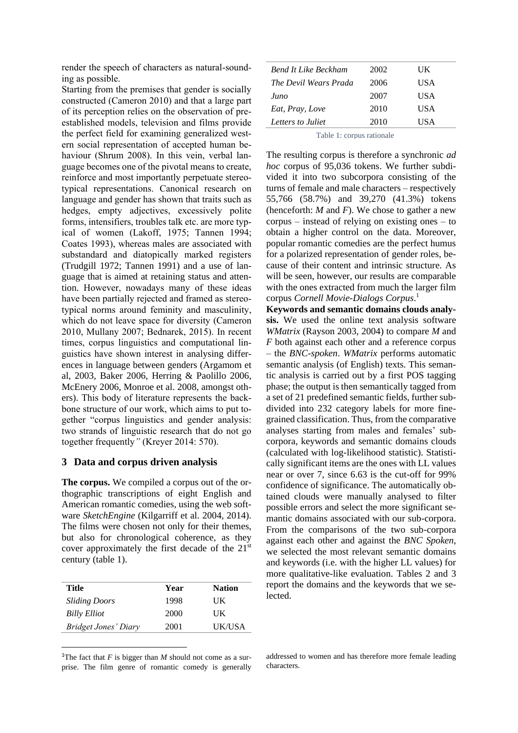render the speech of characters as natural-sounding as possible.

Starting from the premises that gender is socially constructed (Cameron 2010) and that a large part of its perception relies on the observation of pre-established models, television and films provide the perfect field for examining generalized western social representation of accepted human behaviour (Shrum 2008). In this vein, verbal language becomes one of the pivotal means to create, reinforce and most importantly perpetuate stereotypical representations. Canonical research on language and gender has shown that traits such as hedges, empty adjectives, excessively polite forms, intensifiers, troubles talk etc. are more typical of women (Lakoff, 1975; Tannen 1994; Coates 1993), whereas males are associated with substandard and diatopically marked registers (Trudgill 1972; Tannen 1991) and a use of language that is aimed at retaining status and attention. However, nowadays many of these ideas have been partially rejected and framed as stereotypical norms around feminity and masculinity, which do not leave space for diversity (Cameron 2010, Mullany 2007; Bednarek, 2015). In recent times, corpus linguistics and computational linguistics have shown interest in analysing differences in language between genders (Argamom et al, 2003, Baker 2006, Herring & Paolillo 2006, McEnery 2006, Monroe et al. 2008, amongst others). This body of literature represents the backbone structure of our work, which aims to put together "corpus linguistics and gender analysis: two strands of linguistic research that do not go together frequently*"* (Kreyer 2014: 570).

## 3 Data and corpus driven analysis

**The corpus.** We compiled a corpus out of the orthographic transcriptions of eight English and American romantic comedies, using the web software *SketchEngine* (Kilgarriff et al. 2004, 2014). The films were chosen not only for their themes, but also for chronological coherence, as they cover approximately the first decade of the 21st century (table 1).

| Title | Year | Nation |
|---|---|---|
| *Sliding Doors* | 1998 | UK |
| *Billy Elliot* | 2000 | UK |
| *Bridget Jones' Diary* | 2001 | UK/USA |
| *Bend It Like Beckham* | 2002 | UK |
| *The Devil Wears Prada* | 2006 | USA |
| *Juno* | 2007 | USA |
| *Eat, Pray, Love* | 2010 | USA |
| *Letters to Juliet* | 2010 | USA |

Table 1: corpus rationale

The resulting corpus is therefore a synchronic *ad hoc* corpus of 95,036 tokens. We further subdivided it into two subcorpora consisting of the turns of female and male characters – respectively 55,766 (58.7%) and 39,270 (41.3%) tokens (henceforth: *M* and *F*). We chose to gather a new corpus – instead of relying on existing ones – to obtain a higher control on the data. Moreover, popular romantic comedies are the perfect humus for a polarized representation of gender roles, because of their content and intrinsic structure. As will be seen, however, our results are comparable with the ones extracted from much the larger film corpus *Cornell Movie-Dialogs Corpus*.[1]

**Keywords and semantic domains clouds analysis.** We used the online text analysis software *WMatrix* (Rayson 2003, 2004) to compare *M* and *F* both against each other and a reference corpus – the *BNC-spoken*. *WMatrix* performs automatic semantic analysis (of English) texts. This semantic analysis is carried out by a first POS tagging phase; the output is then semantically tagged from a set of 21 predefined semantic fields, further subdivided into 232 category labels for more fine-grained classification. Thus, from the comparative analyses starting from males and females' subcorpora, keywords and semantic domains clouds (calculated with log-likelihood statistic). Statistically significant items are the ones with LL values near or over 7, since 6.63 is the cut-off for 99% confidence of significance. The automatically obtained clouds were manually analysed to filter possible errors and select the more significant semantic domains associated with our sub-corpora. From the comparisons of the two sub-corpora against each other and against the *BNC Spoken,* we selected the most relevant semantic domains and keywords (i.e. with the higher LL values) for more qualitative-like evaluation. Tables 2 and 3 report the domains and the keywords that we selected.

[1]The fact that *F* is bigger than *M* should not come as a surprise. The film genre of romantic comedy is generally addressed to women and has therefore more female leading characters.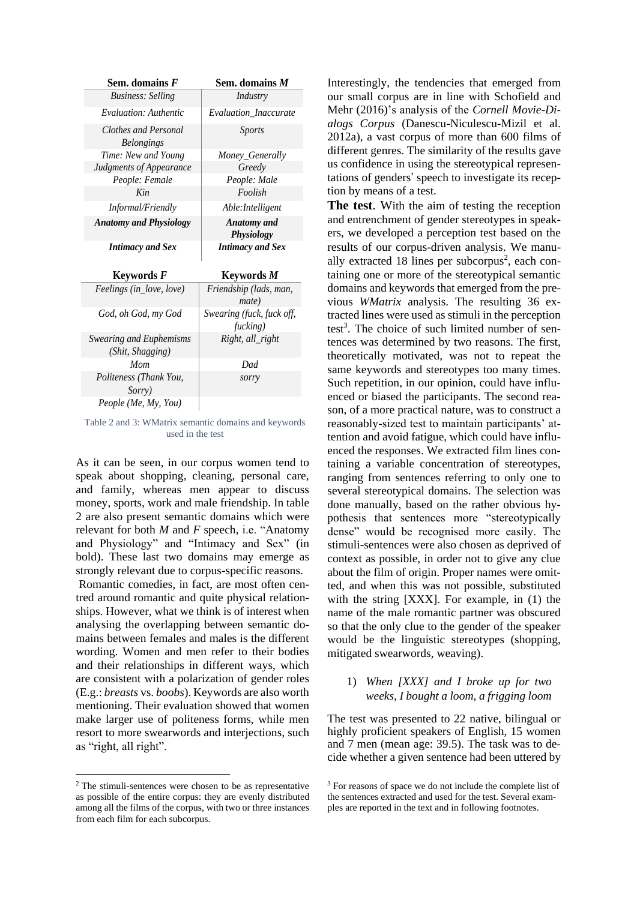| Sem. domains *F* | Sem. domains *M* |
|---|---|
| *Business: Selling* | *Industry* |
| *Evaluation: Authentic* | *Evaluation_Inaccurate* |
| *Clothes and Personal Belongings* | *Sports* |
| *Time: New and Young* | *Money_Generally* |
| *Judgments of Appearance* | *Greedy* |
| *People: Female* | *People: Male* |
| *Kin* | *Foolish* |
| *Informal/Friendly* | *Able:Intelligent* |
| ***Anatomy and Physiology*** | ***Anatomy and Physiology*** |
| ***Intimacy and Sex*** | ***Intimacy and Sex*** |

| Keywords *F* | Keywords *M* |
|---|---|
| *Feelings (in_love, love)* | *Friendship (lads, man, mate)* |
| *God, oh God, my God* | *Swearing (fuck, fuck off, fucking)* |
| *Swearing and Euphemisms (Shit, Shagging)* | *Right, all_right* |
| *Mom* | *Dad* |
| *Politeness (Thank You, Sorry)* | *sorry* |
| *People (Me, My, You)* | |

Table 2 and 3: WMatrix semantic domains and keywords used in the test

As it can be seen, in our corpus women tend to speak about shopping, cleaning, personal care, and family, whereas men appear to discuss money, sports, work and male friendship. In table 2 are also present semantic domains which were relevant for both *M* and *F* speech, i.e. "Anatomy and Physiology" and "Intimacy and Sex" (in bold). These last two domains may emerge as strongly relevant due to corpus-specific reasons.

Romantic comedies, in fact, are most often centred around romantic and quite physical relationships. However, what we think is of interest when analysing the overlapping between semantic domains between females and males is the different wording. Women and men refer to their bodies and their relationships in different ways, which are consistent with a polarization of gender roles (E.g.: *breasts* vs. *boobs*). Keywords are also worth mentioning. Their evaluation showed that women make larger use of politeness forms, while men resort to more swearwords and interjections, such as "right, all right".

Interestingly, the tendencies that emerged from our small corpus are in line with Schofield and Mehr (2016)'s analysis of the *Cornell Movie-Dialogs Corpus* (Danescu-Niculescu-Mizil et al. 2012a), a vast corpus of more than 600 films of different genres. The similarity of the results gave us confidence in using the stereotypical representations of genders' speech to investigate its reception by means of a test.

**The test**. With the aim of testing the reception and entrenchment of gender stereotypes in speakers, we developed a perception test based on the results of our corpus-driven analysis. We manually extracted 18 lines per subcorpus[2], each containing one or more of the stereotypical semantic domains and keywords that emerged from the previous *WMatrix* analysis. The resulting 36 extracted lines were used as stimuli in the perception test[3]. The choice of such limited number of sentences was determined by two reasons. The first, theoretically motivated, was not to repeat the same keywords and stereotypes too many times. Such repetition, in our opinion, could have influenced or biased the participants. The second reason, of a more practical nature, was to construct a reasonably-sized test to maintain participants' attention and avoid fatigue, which could have influenced the responses. We extracted film lines containing a variable concentration of stereotypes, ranging from sentences referring to only one to several stereotypical domains. The selection was done manually, based on the rather obvious hypothesis that sentences more "stereotypically dense" would be recognised more easily. The stimuli-sentences were also chosen as deprived of context as possible, in order not to give any clue about the film of origin. Proper names were omitted, and when this was not possible, substituted with the string [XXX]. For example, in (1) the name of the male romantic partner was obscured so that the only clue to the gender of the speaker would be the linguistic stereotypes (shopping, mitigated swearwords, weaving).

1) *When [XXX] and I broke up for two weeks, I bought a loom, a frigging loom*

The test was presented to 22 native, bilingual or highly proficient speakers of English, 15 women and 7 men (mean age: 39.5). The task was to decide whether a given sentence had been uttered by

[2] The stimuli-sentences were chosen to be as representative as possible of the entire corpus: they are evenly distributed among all the films of the corpus, with two or three instances from each film for each subcorpus.

[3] For reasons of space we do not include the complete list of the sentences extracted and used for the test. Several examples are reported in the text and in following footnotes.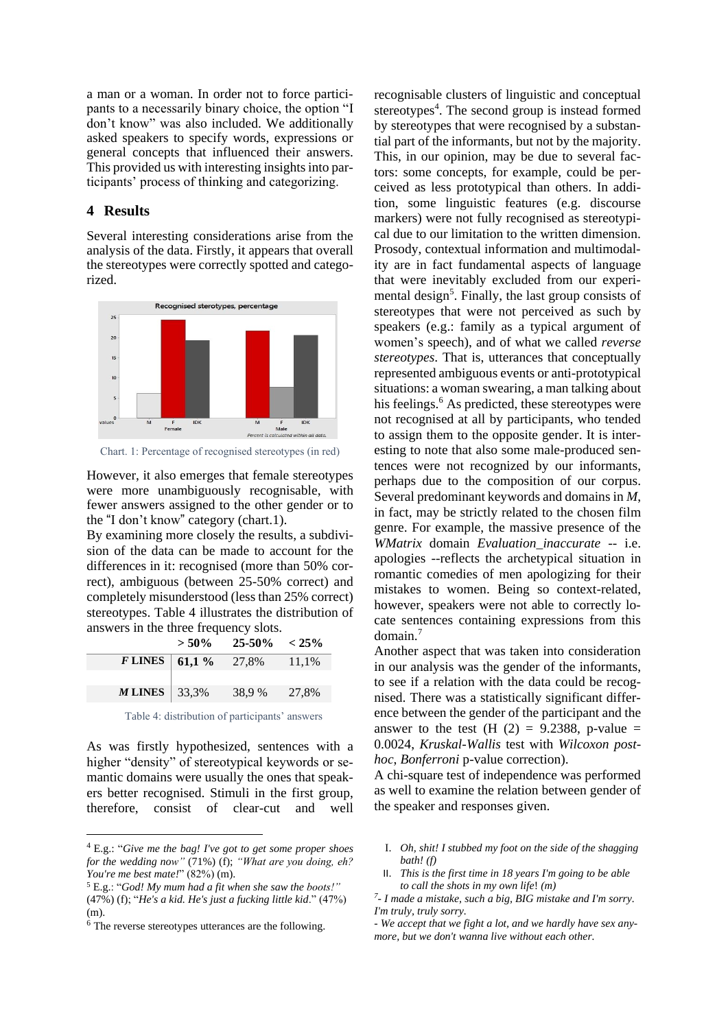a man or a woman. In order not to force participants to a necessarily binary choice, the option "I don't know" was also included. We additionally asked speakers to specify words, expressions or general concepts that influenced their answers. This provided us with interesting insights into participants' process of thinking and categorizing.

## 4 Results

Several interesting considerations arise from the analysis of the data. Firstly, it appears that overall the stereotypes were correctly spotted and categorized.

Chart. 1: Percentage of recognised stereotypes (in red)

However, it also emerges that female stereotypes were more unambiguously recognisable, with fewer answers assigned to the other gender or to the "I don't know" category (chart.1).

By examining more closely the results, a subdivision of the data can be made to account for the differences in it: recognised (more than 50% correct), ambiguous (between 25-50% correct) and completely misunderstood (less than 25% correct) stereotypes. Table 4 illustrates the distribution of answers in the three frequency slots.

| | > 50% | 25-50% | < 25% |
|---|---|---|---|
| ***F* LINES** | **61,1 %** | 27,8% | 11,1% |
| ***M* LINES** | 33,3% | 38,9 % | 27,8% |

Table 4: distribution of participants' answers

As was firstly hypothesized, sentences with a higher "density" of stereotypical keywords or semantic domains were usually the ones that speakers better recognised. Stimuli in the first group, therefore, consist of clear-cut and well recognisable clusters of linguistic and conceptual stereotypes[4]. The second group is instead formed by stereotypes that were recognised by a substantial part of the informants, but not by the majority. This, in our opinion, may be due to several factors: some concepts, for example, could be perceived as less prototypical than others. In addition, some linguistic features (e.g. discourse markers) were not fully recognised as stereotypical due to our limitation to the written dimension. Prosody, contextual information and multimodality are in fact fundamental aspects of language that were inevitably excluded from our experimental design[5]. Finally, the last group consists of stereotypes that were not perceived as such by speakers (e.g.: family as a typical argument of women's speech), and of what we called *reverse stereotypes*. That is, utterances that conceptually represented ambiguous events or anti-prototypical situations: a woman swearing, a man talking about his feelings.[6] As predicted, these stereotypes were not recognised at all by participants, who tended to assign them to the opposite gender. It is interesting to note that also some male-produced sentences were not recognized by our informants, perhaps due to the composition of our corpus. Several predominant keywords and domains in *M*, in fact, may be strictly related to the chosen film genre. For example, the massive presence of the *WMatrix* domain *Evaluation_inaccurate* -- i.e. apologies --reflects the archetypical situation in romantic comedies of men apologizing for their mistakes to women. Being so context-related, however, speakers were not able to correctly locate sentences containing expressions from this domain.[7]

Another aspect that was taken into consideration in our analysis was the gender of the informants, to see if a relation with the data could be recognised. There was a statistically significant difference between the gender of the participant and the answer to the test (H (2) = 9.2388, p-value = 0.0024, *Kruskal-Wallis* test with *Wilcoxon post-hoc*, *Bonferroni* p-value correction).

A chi-square test of independence was performed as well to examine the relation between gender of the speaker and responses given.

[4] E.g.: "*Give me the bag! I've got to get some proper shoes for the wedding now"* (71%) (f); *"What are you doing, eh? You're me best mate!*" (82%) (m).

[5] E.g.: "*God! My mum had a fit when she saw the boots!"* (47%) (f); "*He's a kid. He's just a fucking little kid*." (47%) (m).

[6] The reverse stereotypes utterances are the following.

I. *Oh, shit! I stubbed my foot on the side of the shagging bath! (f)*
II. *This is the first time in 18 years I'm going to be able to call the shots in my own life*! *(m)*

[7] *- I made a mistake, such a big, BIG mistake and I'm sorry. I'm truly, truly sorry.*
*- We accept that we fight a lot, and we hardly have sex anymore, but we don't wanna live without each other.*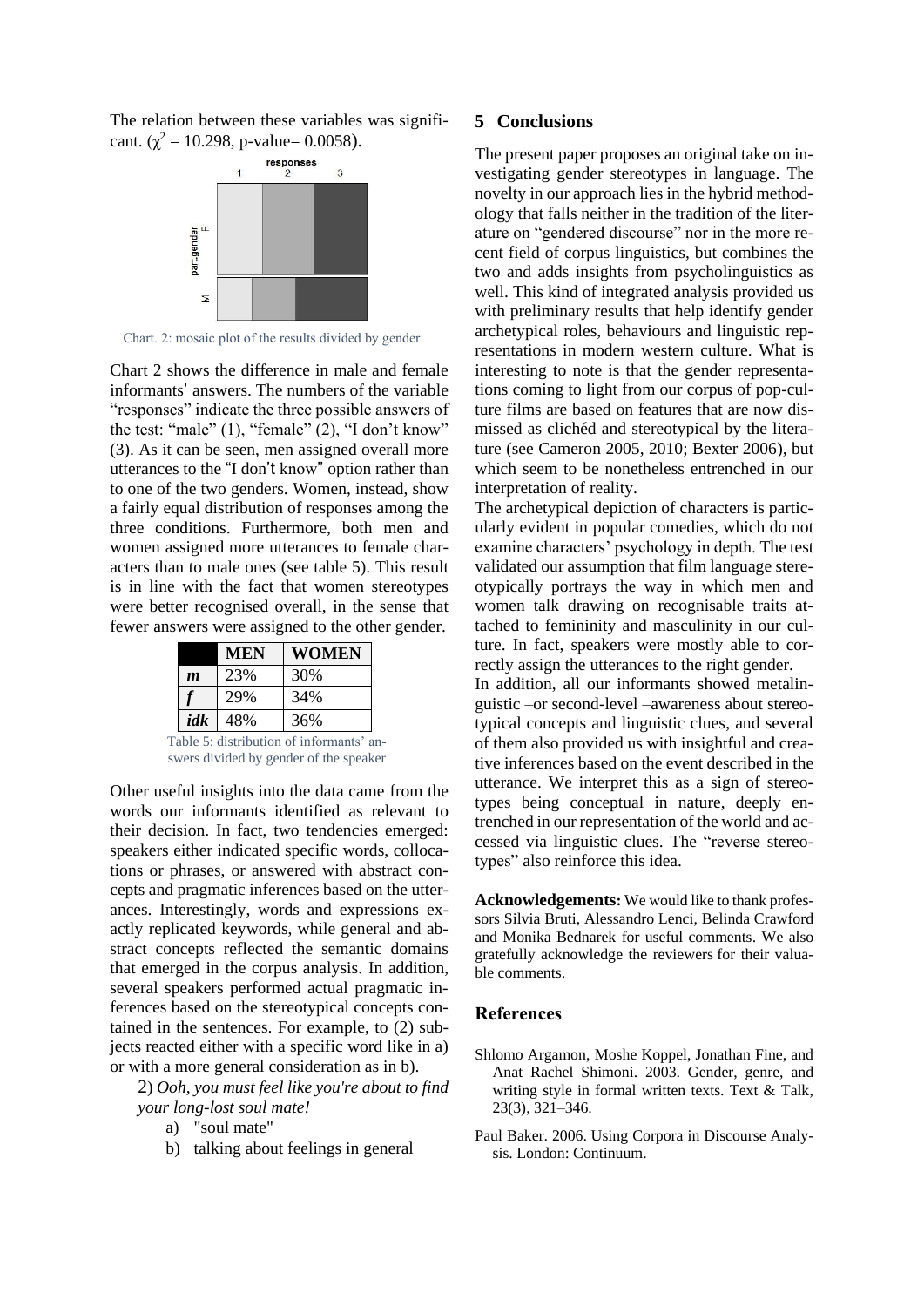The relation between these variables was significant. ($\chi^2$ = 10.298, p-value= 0.0058).

Chart. 2: mosaic plot of the results divided by gender.

Chart 2 shows the difference in male and female informants' answers. The numbers of the variable "responses" indicate the three possible answers of the test: "male" (1), "female" (2), "I don't know" (3). As it can be seen, men assigned overall more utterances to the "I don't know" option rather than to one of the two genders. Women, instead, show a fairly equal distribution of responses among the three conditions. Furthermore, both men and women assigned more utterances to female characters than to male ones (see table 5). This result is in line with the fact that women stereotypes were better recognised overall, in the sense that fewer answers were assigned to the other gender.

| | MEN | WOMEN |
|---|---|---|
| ***m*** | 23% | 30% |
| ***f*** | 29% | 34% |
| ***idk*** | 48% | 36% |

Table 5: distribution of informants' answers divided by gender of the speaker

Other useful insights into the data came from the words our informants identified as relevant to their decision. In fact, two tendencies emerged: speakers either indicated specific words, collocations or phrases, or answered with abstract concepts and pragmatic inferences based on the utterances. Interestingly, words and expressions exactly replicated keywords, while general and abstract concepts reflected the semantic domains that emerged in the corpus analysis. In addition, several speakers performed actual pragmatic inferences based on the stereotypical concepts contained in the sentences. For example, to (2) subjects reacted either with a specific word like in a) or with a more general consideration as in b).

2) *Ooh, you must feel like you're about to find your long-lost soul mate!*

a) "soul mate"
b) talking about feelings in general

## 5 Conclusions

The present paper proposes an original take on investigating gender stereotypes in language. The novelty in our approach lies in the hybrid methodology that falls neither in the tradition of the literature on "gendered discourse" nor in the more recent field of corpus linguistics, but combines the two and adds insights from psycholinguistics as well. This kind of integrated analysis provided us with preliminary results that help identify gender archetypical roles, behaviours and linguistic representations in modern western culture. What is interesting to note is that the gender representations coming to light from our corpus of pop-culture films are based on features that are now dismissed as clichéd and stereotypical by the literature (see Cameron 2005, 2010; Bexter 2006), but which seem to be nonetheless entrenched in our interpretation of reality.

The archetypical depiction of characters is particularly evident in popular comedies, which do not examine characters' psychology in depth. The test validated our assumption that film language stereotypically portrays the way in which men and women talk drawing on recognisable traits attached to femininity and masculinity in our culture. In fact, speakers were mostly able to correctly assign the utterances to the right gender.

In addition, all our informants showed metalinguistic –or second-level –awareness about stereotypical concepts and linguistic clues, and several of them also provided us with insightful and creative inferences based on the event described in the utterance. We interpret this as a sign of stereotypes being conceptual in nature, deeply entrenched in our representation of the world and accessed via linguistic clues. The "reverse stereotypes" also reinforce this idea.

**Acknowledgements:** We would like to thank professors Silvia Bruti, Alessandro Lenci, Belinda Crawford and Monika Bednarek for useful comments. We also gratefully acknowledge the reviewers for their valuable comments.

## References

Shlomo Argamon, Moshe Koppel, Jonathan Fine, and Anat Rachel Shimoni. 2003. Gender, genre, and writing style in formal written texts. Text & Talk, 23(3), 321–346.

Paul Baker. 2006. Using Corpora in Discourse Analysis. London: Continuum.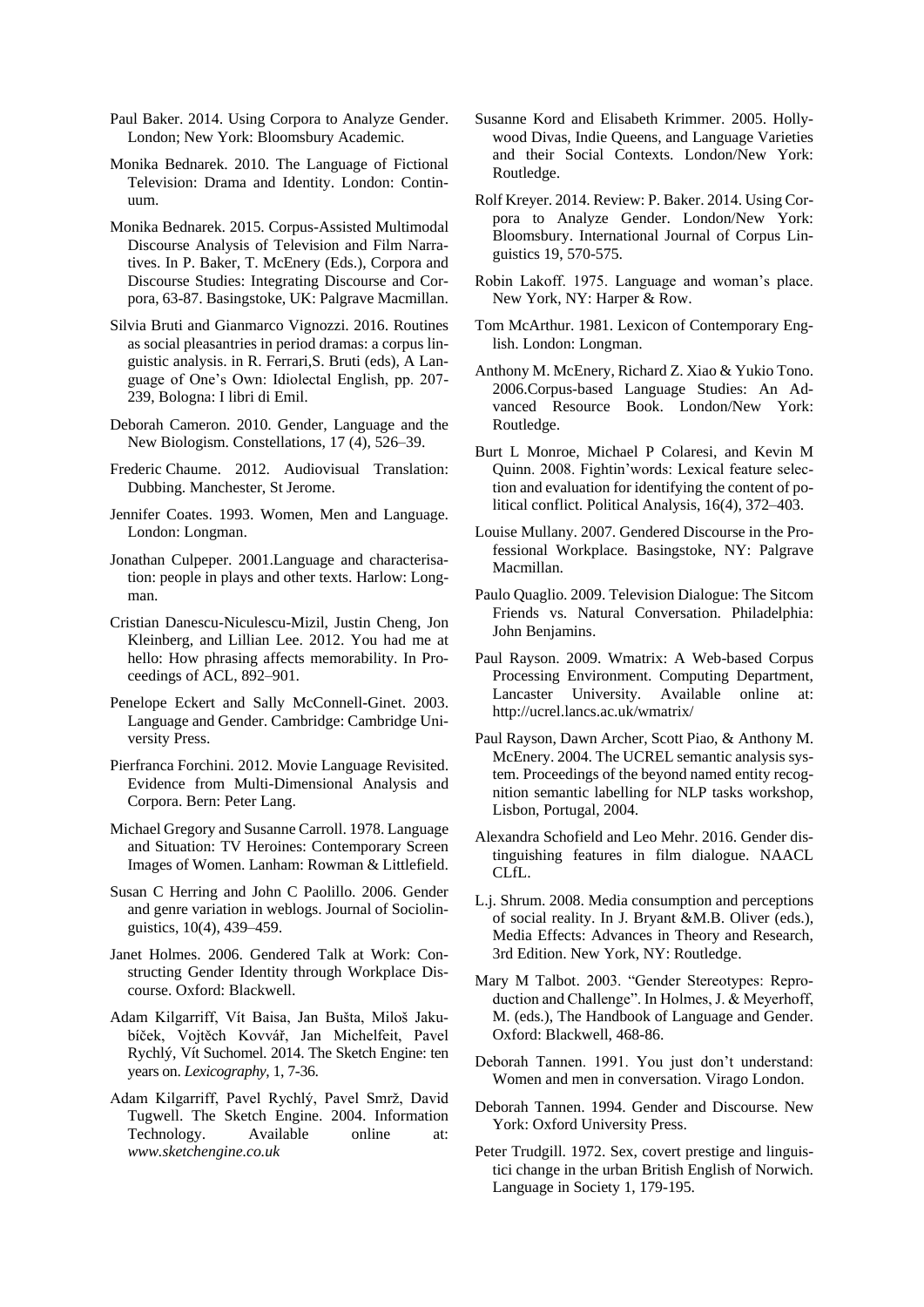Paul Baker. 2014. Using Corpora to Analyze Gender. London; New York: Bloomsbury Academic.

Monika Bednarek. 2010. The Language of Fictional Television: Drama and Identity. London: Continuum.

Monika Bednarek. 2015. Corpus-Assisted Multimodal Discourse Analysis of Television and Film Narratives. In P. Baker, T. McEnery (Eds.), Corpora and Discourse Studies: Integrating Discourse and Corpora, 63-87. Basingstoke, UK: Palgrave Macmillan.

Silvia Bruti and Gianmarco Vignozzi. 2016. Routines as social pleasantries in period dramas: a corpus linguistic analysis. in R. Ferrari,S. Bruti (eds), A Language of One's Own: Idiolectal English, pp. 207-239, Bologna: I libri di Emil.

Deborah Cameron. 2010. Gender, Language and the New Biologism. Constellations, 17 (4), 526–39.

Frederic Chaume. 2012. Audiovisual Translation: Dubbing. Manchester, St Jerome.

Jennifer Coates. 1993. Women, Men and Language. London: Longman.

Jonathan Culpeper. 2001.Language and characterisation: people in plays and other texts. Harlow: Longman.

Cristian Danescu-Niculescu-Mizil, Justin Cheng, Jon Kleinberg, and Lillian Lee. 2012. You had me at hello: How phrasing affects memorability. In Proceedings of ACL, 892–901.

Penelope Eckert and Sally McConnell-Ginet. 2003. Language and Gender. Cambridge: Cambridge University Press.

Pierfranca Forchini. 2012. Movie Language Revisited. Evidence from Multi-Dimensional Analysis and Corpora. Bern: Peter Lang.

Michael Gregory and Susanne Carroll. 1978. Language and Situation: TV Heroines: Contemporary Screen Images of Women. Lanham: Rowman & Littlefield.

Susan C Herring and John C Paolillo. 2006. Gender and genre variation in weblogs. Journal of Sociolinguistics, 10(4), 439–459.

Janet Holmes. 2006. Gendered Talk at Work: Constructing Gender Identity through Workplace Discourse. Oxford: Blackwell.

Adam Kilgarriff, Vít Baisa, Jan Bušta, Miloš Jakubíček, Vojtěch Kovvář, Jan Michelfeit, Pavel Rychlý, Vít Suchomel. 2014. The Sketch Engine: ten years on. *Lexicography*, 1, 7-36.

Adam Kilgarriff, Pavel Rychlý, Pavel Smrž, David Tugwell. The Sketch Engine. 2004. Information Technology. Available online at: *www.sketchengine.co.uk*

Susanne Kord and Elisabeth Krimmer. 2005. Hollywood Divas, Indie Queens, and Language Varieties and their Social Contexts. London/New York: Routledge.

Rolf Kreyer. 2014. Review: P. Baker. 2014. Using Corpora to Analyze Gender. London/New York: Bloomsbury. International Journal of Corpus Linguistics 19, 570-575.

Robin Lakoff. 1975. Language and woman's place. New York, NY: Harper & Row.

Tom McArthur. 1981. Lexicon of Contemporary English. London: Longman.

Anthony M. McEnery, Richard Z. Xiao & Yukio Tono. 2006.Corpus-based Language Studies: An Advanced Resource Book. London/New York: Routledge.

Burt L Monroe, Michael P Colaresi, and Kevin M Quinn. 2008. Fightin'words: Lexical feature selection and evaluation for identifying the content of political conflict. Political Analysis, 16(4), 372–403.

Louise Mullany. 2007. Gendered Discourse in the Professional Workplace. Basingstoke, NY: Palgrave Macmillan.

Paulo Quaglio. 2009. Television Dialogue: The Sitcom Friends vs. Natural Conversation. Philadelphia: John Benjamins.

Paul Rayson. 2009. Wmatrix: A Web-based Corpus Processing Environment. Computing Department, Lancaster University. Available online at: http://ucrel.lancs.ac.uk/wmatrix/

Paul Rayson, Dawn Archer, Scott Piao, & Anthony M. McEnery. 2004. The UCREL semantic analysis system. Proceedings of the beyond named entity recognition semantic labelling for NLP tasks workshop, Lisbon, Portugal, 2004.

Alexandra Schofield and Leo Mehr. 2016. Gender distinguishing features in film dialogue. NAACL CLfL.

L.j. Shrum. 2008. Media consumption and perceptions of social reality. In J. Bryant &M.B. Oliver (eds.), Media Effects: Advances in Theory and Research, 3rd Edition. New York, NY: Routledge.

Mary M Talbot. 2003. "Gender Stereotypes: Reproduction and Challenge". In Holmes, J. & Meyerhoff, M. (eds.), The Handbook of Language and Gender. Oxford: Blackwell, 468-86.

Deborah Tannen. 1991. You just don't understand: Women and men in conversation. Virago London.

Deborah Tannen. 1994. Gender and Discourse. New York: Oxford University Press.

Peter Trudgill. 1972. Sex, covert prestige and linguistici change in the urban British English of Norwich. Language in Society 1, 179-195.